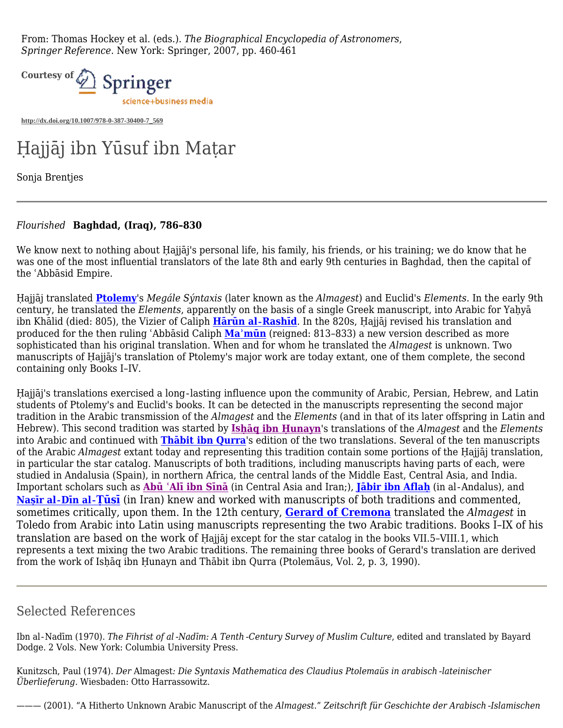From: Thomas Hockey et al. (eds.). *The Biographical Encyclopedia of Astronomers*, *Springer Reference*. New York: Springer, 2007, pp. 460-461

Courtesy of Springer science+business media

http://dx.doi.org/10.1007/978-0-387-30400-7_569

# Ḥajjāj ibn Yūsuf ibn Maṭar

Sonja Brentjes

---

*Flourished* **Baghdad, (Iraq), 786–830**

We know next to nothing about Ḥajjāj's personal life, his family, his friends, or his training; we do know that he was one of the most influential translators of the late 8th and early 9th centuries in Baghdad, then the capital of the ʿAbbāsid Empire.

Ḥajjāj translated **Ptolemy**'s *Megále Sýntaxis* (later known as the *Almagest*) and Euclid's *Elements*. In the early 9th century, he translated the *Elements*, apparently on the basis of a single Greek manuscript, into Arabic for Yaḥyā ibn Khālid (died: 805), the Vizier of Caliph **Hārūn al-Rashīd**. In the 820s, Ḥajjāj revised his translation and produced for the then ruling ʿAbbāsid Caliph **Maʾmūn** (reigned: 813–833) a new version described as more sophisticated than his original translation. When and for whom he translated the *Almagest* is unknown. Two manuscripts of Ḥajjāj's translation of Ptolemy's major work are today extant, one of them complete, the second containing only Books I–IV.

Ḥajjāj's translations exercised a long-lasting influence upon the community of Arabic, Persian, Hebrew, and Latin students of Ptolemy's and Euclid's books. It can be detected in the manuscripts representing the second major tradition in the Arabic transmission of the *Almagest* and the *Elements* (and in that of its later offspring in Latin and Hebrew). This second tradition was started by **Isḥāq ibn Ḥunayn**'s translations of the *Almagest* and the *Elements* into Arabic and continued with **Thābit ibn Qurra**'s edition of the two translations. Several of the ten manuscripts of the Arabic *Almagest* extant today and representing this tradition contain some portions of the Ḥajjāj translation, in particular the star catalog. Manuscripts of both traditions, including manuscripts having parts of each, were studied in Andalusia (Spain), in northern Africa, the central lands of the Middle East, Central Asia, and India. Important scholars such as **Abū ʿAlī ibn Sīnā** (in Central Asia and Iran;), **Jābir ibn Aflaḥ** (in al-Andalus), and **Naṣīr al-Dīn al-Ṭūsī** (in Iran) knew and worked with manuscripts of both traditions and commented, sometimes critically, upon them. In the 12th century, **Gerard of Cremona** translated the *Almagest* in Toledo from Arabic into Latin using manuscripts representing the two Arabic traditions. Books I–IX of his translation are based on the work of Ḥajjāj except for the star catalog in the books VII.5–VIII.1, which represents a text mixing the two Arabic traditions. The remaining three books of Gerard's translation are derived from the work of Isḥāq ibn Ḥunayn and Thābit ibn Qurra (Ptolemäus, Vol. 2, p. 3, 1990).

---

## Selected References

Ibn al-Nadīm (1970). *The Fihrist of al-Nadīm: A Tenth-Century Survey of Muslim Culture*, edited and translated by Bayard Dodge. 2 Vols. New York: Columbia University Press.

Kunitzsch, Paul (1974). *Der* Almagest*: Die Syntaxis Mathematica des Claudius Ptolemaüs in arabisch-lateinischer Überlieferung*. Wiesbaden: Otto Harrassowitz.

——— (2001). “A Hitherto Unknown Arabic Manuscript of the *Almagest*.” *Zeitschrift für Geschichte der Arabisch-Islamischen*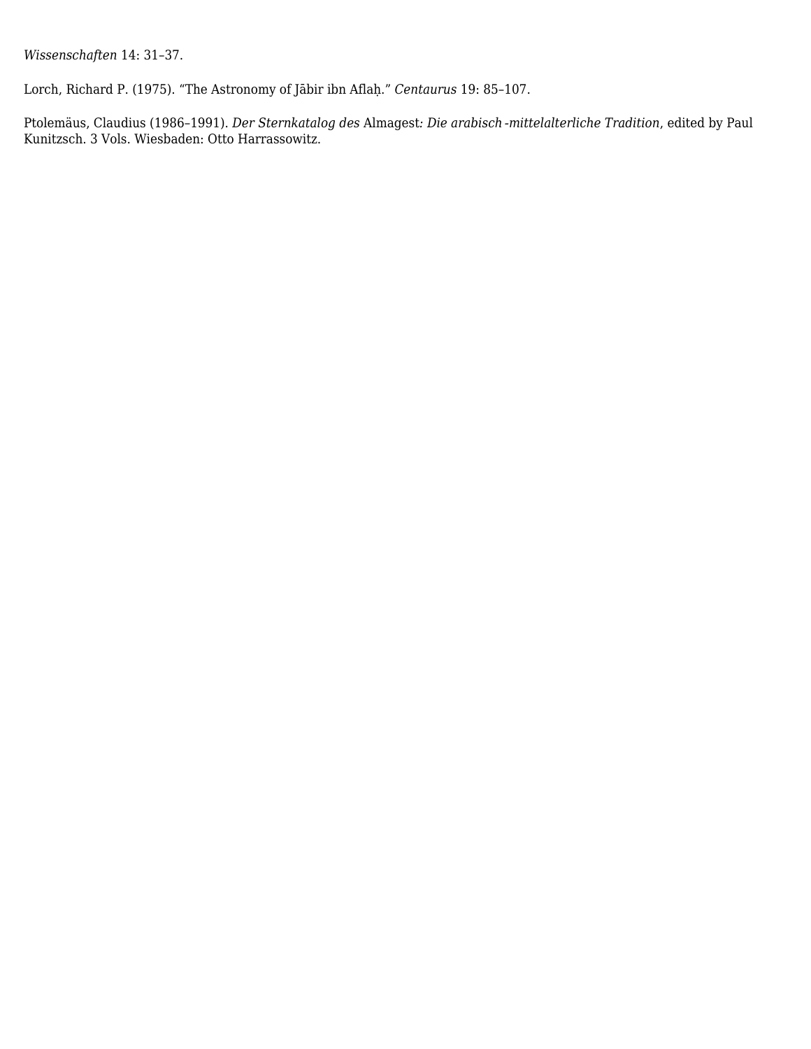*Wissenschaften* 14: 31–37.

Lorch, Richard P. (1975). “The Astronomy of Jābir ibn Aflaḥ.” *Centaurus* 19: 85–107.

Ptolemäus, Claudius (1986–1991). *Der Sternkatalog des* Almagest*: Die arabisch-mittelalterliche Tradition*, edited by Paul Kunitzsch. 3 Vols. Wiesbaden: Otto Harrassowitz.